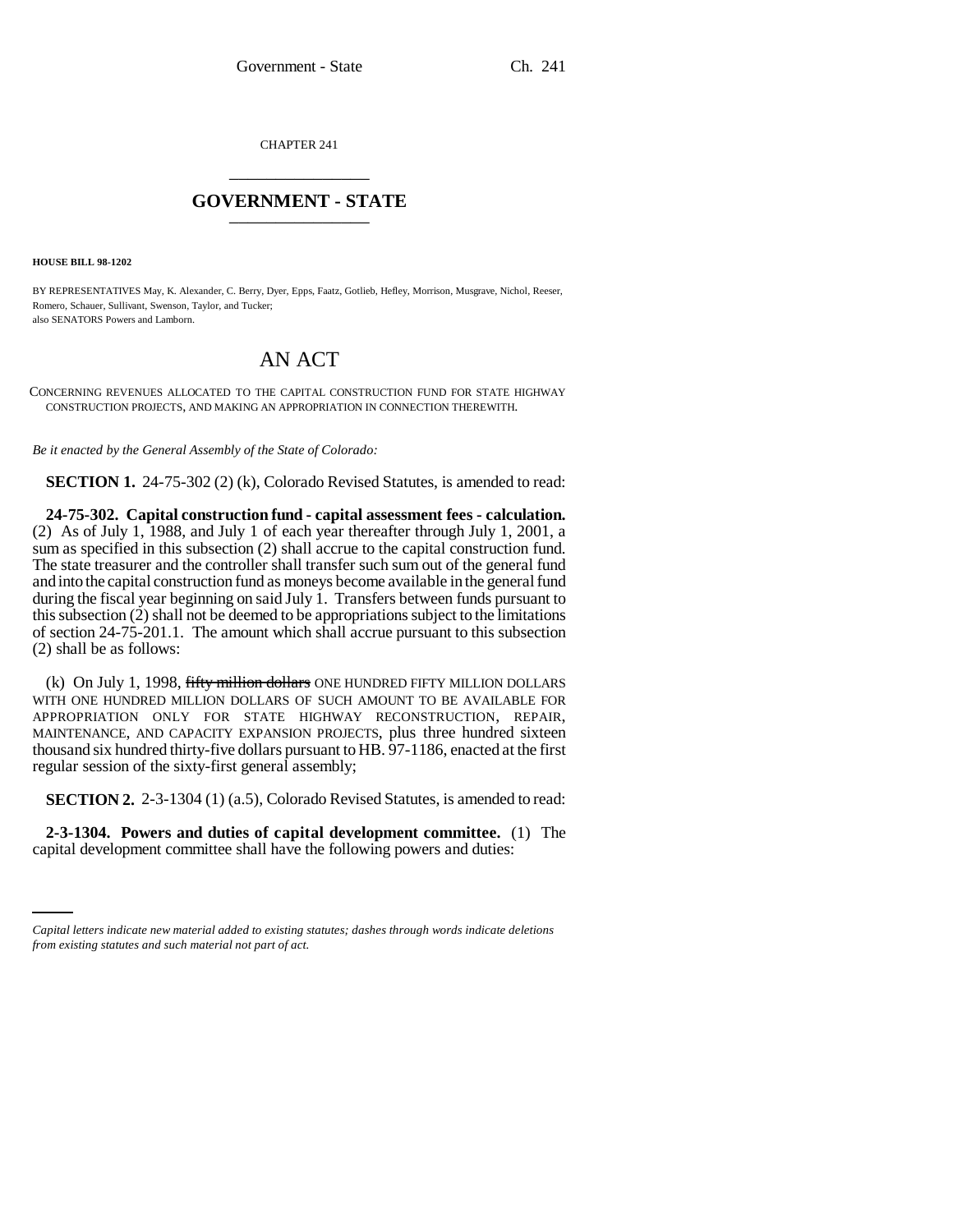CHAPTER 241

# GOVERNMENT - STATE

**HOUSE BILL 98-1202**

BY REPRESENTATIVES May, K. Alexander, C. Berry, Dyer, Epps, Faatz, Gotlieb, Hefley, Morrison, Musgrave, Nichol, Reeser, Romero, Schauer, Sullivant, Swenson, Taylor, and Tucker;
also SENATORS Powers and Lamborn.

# AN ACT

CONCERNING REVENUES ALLOCATED TO THE CAPITAL CONSTRUCTION FUND FOR STATE HIGHWAY CONSTRUCTION PROJECTS, AND MAKING AN APPROPRIATION IN CONNECTION THEREWITH.

*Be it enacted by the General Assembly of the State of Colorado:*

**SECTION 1.** 24-75-302 (2) (k), Colorado Revised Statutes, is amended to read:

**24-75-302. Capital construction fund - capital assessment fees - calculation.** (2) As of July 1, 1988, and July 1 of each year thereafter through July 1, 2001, a sum as specified in this subsection (2) shall accrue to the capital construction fund. The state treasurer and the controller shall transfer such sum out of the general fund and into the capital construction fund as moneys become available in the general fund during the fiscal year beginning on said July 1. Transfers between funds pursuant to this subsection (2) shall not be deemed to be appropriations subject to the limitations of section 24-75-201.1. The amount which shall accrue pursuant to this subsection (2) shall be as follows:

(k) On July 1, 1998, ~~fifty million dollars~~ ONE HUNDRED FIFTY MILLION DOLLARS WITH ONE HUNDRED MILLION DOLLARS OF SUCH AMOUNT TO BE AVAILABLE FOR APPROPRIATION ONLY FOR STATE HIGHWAY RECONSTRUCTION, REPAIR, MAINTENANCE, AND CAPACITY EXPANSION PROJECTS, plus three hundred sixteen thousand six hundred thirty-five dollars pursuant to HB. 97-1186, enacted at the first regular session of the sixty-first general assembly;

**SECTION 2.** 2-3-1304 (1) (a.5), Colorado Revised Statutes, is amended to read:

**2-3-1304. Powers and duties of capital development committee.** (1) The capital development committee shall have the following powers and duties:

*Capital letters indicate new material added to existing statutes; dashes through words indicate deletions from existing statutes and such material not part of act.*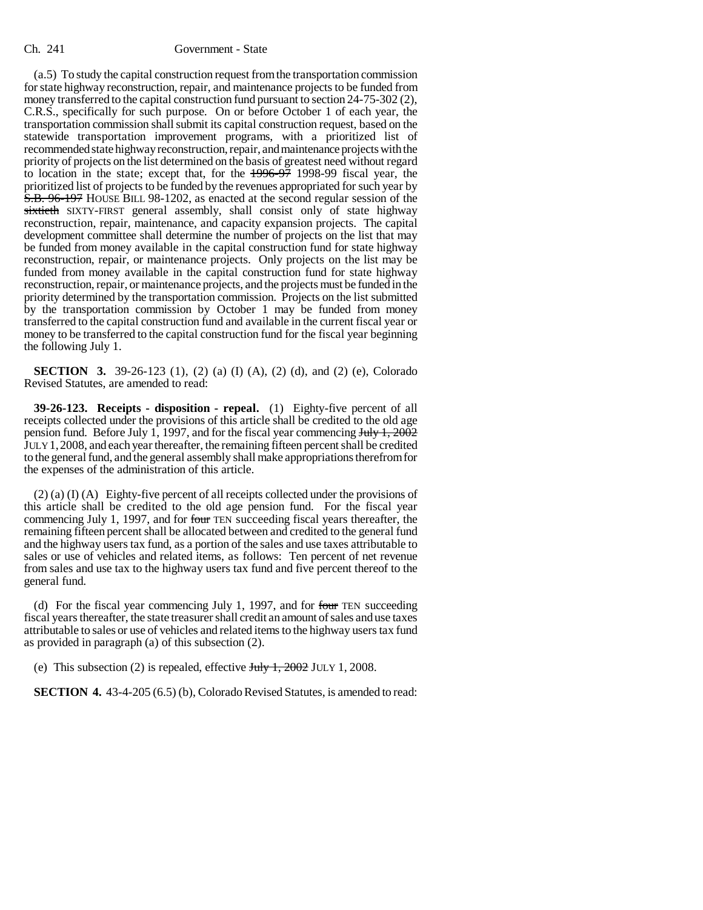(a.5) To study the capital construction request from the transportation commission for state highway reconstruction, repair, and maintenance projects to be funded from money transferred to the capital construction fund pursuant to section 24-75-302 (2), C.R.S., specifically for such purpose. On or before October 1 of each year, the transportation commission shall submit its capital construction request, based on the statewide transportation improvement programs, with a prioritized list of recommended state highway reconstruction, repair, and maintenance projects with the priority of projects on the list determined on the basis of greatest need without regard to location in the state; except that, for the ~~1996-97~~ 1998-99 fiscal year, the prioritized list of projects to be funded by the revenues appropriated for such year by ~~S.B. 96-197~~ HOUSE BILL 98-1202, as enacted at the second regular session of the ~~sixtieth~~ SIXTY-FIRST general assembly, shall consist only of state highway reconstruction, repair, maintenance, and capacity expansion projects. The capital development committee shall determine the number of projects on the list that may be funded from money available in the capital construction fund for state highway reconstruction, repair, or maintenance projects. Only projects on the list may be funded from money available in the capital construction fund for state highway reconstruction, repair, or maintenance projects, and the projects must be funded in the priority determined by the transportation commission. Projects on the list submitted by the transportation commission by October 1 may be funded from money transferred to the capital construction fund and available in the current fiscal year or money to be transferred to the capital construction fund for the fiscal year beginning the following July 1.

**SECTION 3.** 39-26-123 (1), (2) (a) (I) (A), (2) (d), and (2) (e), Colorado Revised Statutes, are amended to read:

**39-26-123. Receipts - disposition - repeal.** (1) Eighty-five percent of all receipts collected under the provisions of this article shall be credited to the old age pension fund. Before July 1, 1997, and for the fiscal year commencing ~~July 1, 2002~~ JULY 1, 2008, and each year thereafter, the remaining fifteen percent shall be credited to the general fund, and the general assembly shall make appropriations therefrom for the expenses of the administration of this article.

(2) (a) (I) (A) Eighty-five percent of all receipts collected under the provisions of this article shall be credited to the old age pension fund. For the fiscal year commencing July 1, 1997, and for ~~four~~ TEN succeeding fiscal years thereafter, the remaining fifteen percent shall be allocated between and credited to the general fund and the highway users tax fund, as a portion of the sales and use taxes attributable to sales or use of vehicles and related items, as follows: Ten percent of net revenue from sales and use tax to the highway users tax fund and five percent thereof to the general fund.

(d) For the fiscal year commencing July 1, 1997, and for ~~four~~ TEN succeeding fiscal years thereafter, the state treasurer shall credit an amount of sales and use taxes attributable to sales or use of vehicles and related items to the highway users tax fund as provided in paragraph (a) of this subsection (2).

(e) This subsection (2) is repealed, effective ~~July 1, 2002~~ JULY 1, 2008.

**SECTION 4.** 43-4-205 (6.5) (b), Colorado Revised Statutes, is amended to read: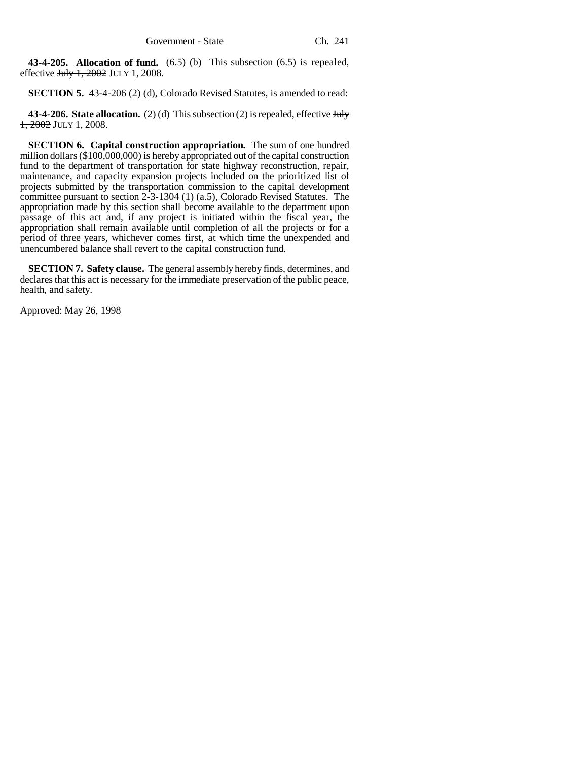**43-4-205. Allocation of fund.** (6.5) (b) This subsection (6.5) is repealed, effective ~~July 1, 2002~~ JULY 1, 2008.

**SECTION 5.** 43-4-206 (2) (d), Colorado Revised Statutes, is amended to read:

**43-4-206. State allocation.** (2) (d) This subsection (2) is repealed, effective ~~July 1, 2002~~ JULY 1, 2008.

**SECTION 6. Capital construction appropriation.** The sum of one hundred million dollars ($100,000,000) is hereby appropriated out of the capital construction fund to the department of transportation for state highway reconstruction, repair, maintenance, and capacity expansion projects included on the prioritized list of projects submitted by the transportation commission to the capital development committee pursuant to section 2-3-1304 (1) (a.5), Colorado Revised Statutes. The appropriation made by this section shall become available to the department upon passage of this act and, if any project is initiated within the fiscal year, the appropriation shall remain available until completion of all the projects or for a period of three years, whichever comes first, at which time the unexpended and unencumbered balance shall revert to the capital construction fund.

**SECTION 7. Safety clause.** The general assembly hereby finds, determines, and declares that this act is necessary for the immediate preservation of the public peace, health, and safety.

Approved: May 26, 1998